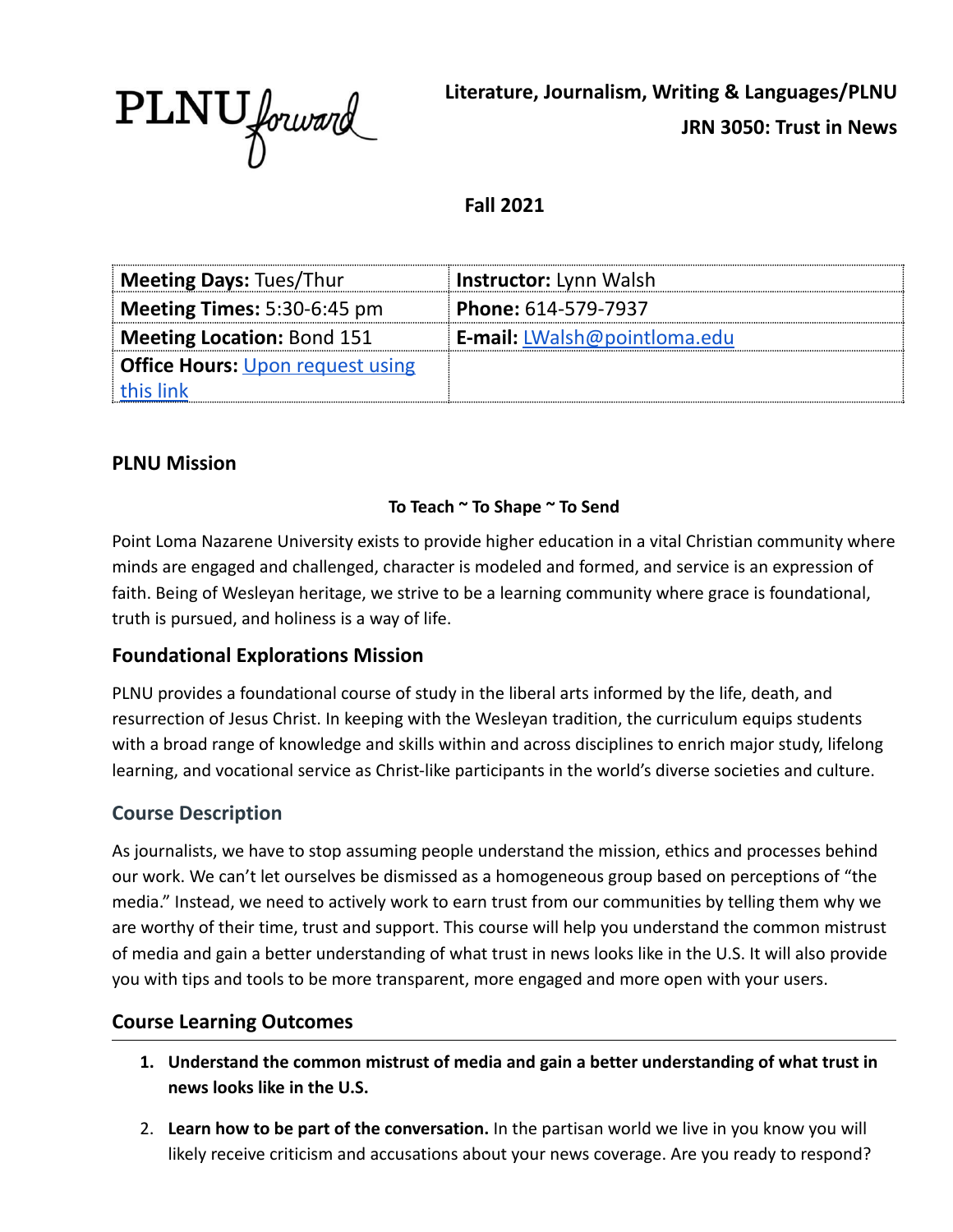PLNU forward

**Literature, Journalism, Writing & Languages/PLNU**
**JRN 3050: Trust in News**

**Fall 2021**

| **Meeting Days:** Tues/Thur | **Instructor:** Lynn Walsh |
|---|---|
| **Meeting Times:** 5:30-6:45 pm | **Phone:** 614-579-7937 |
| **Meeting Location:** Bond 151 | **E-mail:** LWalsh@pointloma.edu |
| **Office Hours:** Upon request using this link | |

## PLNU Mission

**To Teach ~ To Shape ~ To Send**

Point Loma Nazarene University exists to provide higher education in a vital Christian community where minds are engaged and challenged, character is modeled and formed, and service is an expression of faith. Being of Wesleyan heritage, we strive to be a learning community where grace is foundational, truth is pursued, and holiness is a way of life.

## Foundational Explorations Mission

PLNU provides a foundational course of study in the liberal arts informed by the life, death, and resurrection of Jesus Christ. In keeping with the Wesleyan tradition, the curriculum equips students with a broad range of knowledge and skills within and across disciplines to enrich major study, lifelong learning, and vocational service as Christ-like participants in the world's diverse societies and culture.

## Course Description

As journalists, we have to stop assuming people understand the mission, ethics and processes behind our work. We can't let ourselves be dismissed as a homogeneous group based on perceptions of "the media." Instead, we need to actively work to earn trust from our communities by telling them why we are worthy of their time, trust and support. This course will help you understand the common mistrust of media and gain a better understanding of what trust in news looks like in the U.S. It will also provide you with tips and tools to be more transparent, more engaged and more open with your users.

## Course Learning Outcomes

1. **Understand the common mistrust of media and gain a better understanding of what trust in news looks like in the U.S.**
2. **Learn how to be part of the conversation.** In the partisan world we live in you know you will likely receive criticism and accusations about your news coverage. Are you ready to respond?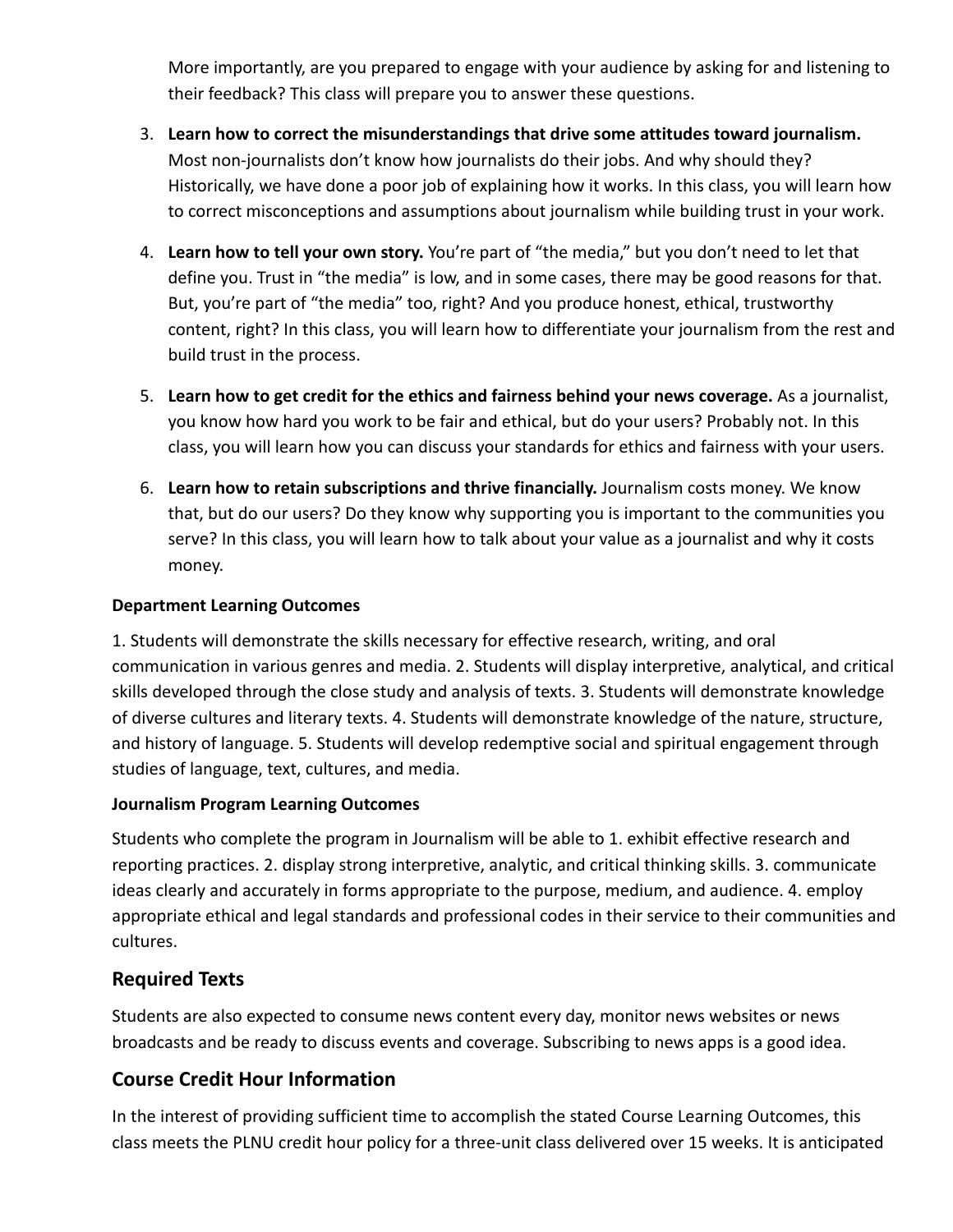More importantly, are you prepared to engage with your audience by asking for and listening to their feedback? This class will prepare you to answer these questions.

3. **Learn how to correct the misunderstandings that drive some attitudes toward journalism.** Most non-journalists don't know how journalists do their jobs. And why should they? Historically, we have done a poor job of explaining how it works. In this class, you will learn how to correct misconceptions and assumptions about journalism while building trust in your work.
4. **Learn how to tell your own story.** You're part of "the media," but you don't need to let that define you. Trust in "the media" is low, and in some cases, there may be good reasons for that. But, you're part of "the media" too, right? And you produce honest, ethical, trustworthy content, right? In this class, you will learn how to differentiate your journalism from the rest and build trust in the process.
5. **Learn how to get credit for the ethics and fairness behind your news coverage.** As a journalist, you know how hard you work to be fair and ethical, but do your users? Probably not. In this class, you will learn how you can discuss your standards for ethics and fairness with your users.
6. **Learn how to retain subscriptions and thrive financially.** Journalism costs money. We know that, but do our users? Do they know why supporting you is important to the communities you serve? In this class, you will learn how to talk about your value as a journalist and why it costs money.

**Department Learning Outcomes**

1. Students will demonstrate the skills necessary for effective research, writing, and oral communication in various genres and media. 2. Students will display interpretive, analytical, and critical skills developed through the close study and analysis of texts. 3. Students will demonstrate knowledge of diverse cultures and literary texts. 4. Students will demonstrate knowledge of the nature, structure, and history of language. 5. Students will develop redemptive social and spiritual engagement through studies of language, text, cultures, and media.

**Journalism Program Learning Outcomes**

Students who complete the program in Journalism will be able to 1. exhibit effective research and reporting practices. 2. display strong interpretive, analytic, and critical thinking skills. 3. communicate ideas clearly and accurately in forms appropriate to the purpose, medium, and audience. 4. employ appropriate ethical and legal standards and professional codes in their service to their communities and cultures.

## Required Texts

Students are also expected to consume news content every day, monitor news websites or news broadcasts and be ready to discuss events and coverage. Subscribing to news apps is a good idea.

## Course Credit Hour Information

In the interest of providing sufficient time to accomplish the stated Course Learning Outcomes, this class meets the PLNU credit hour policy for a three-unit class delivered over 15 weeks. It is anticipated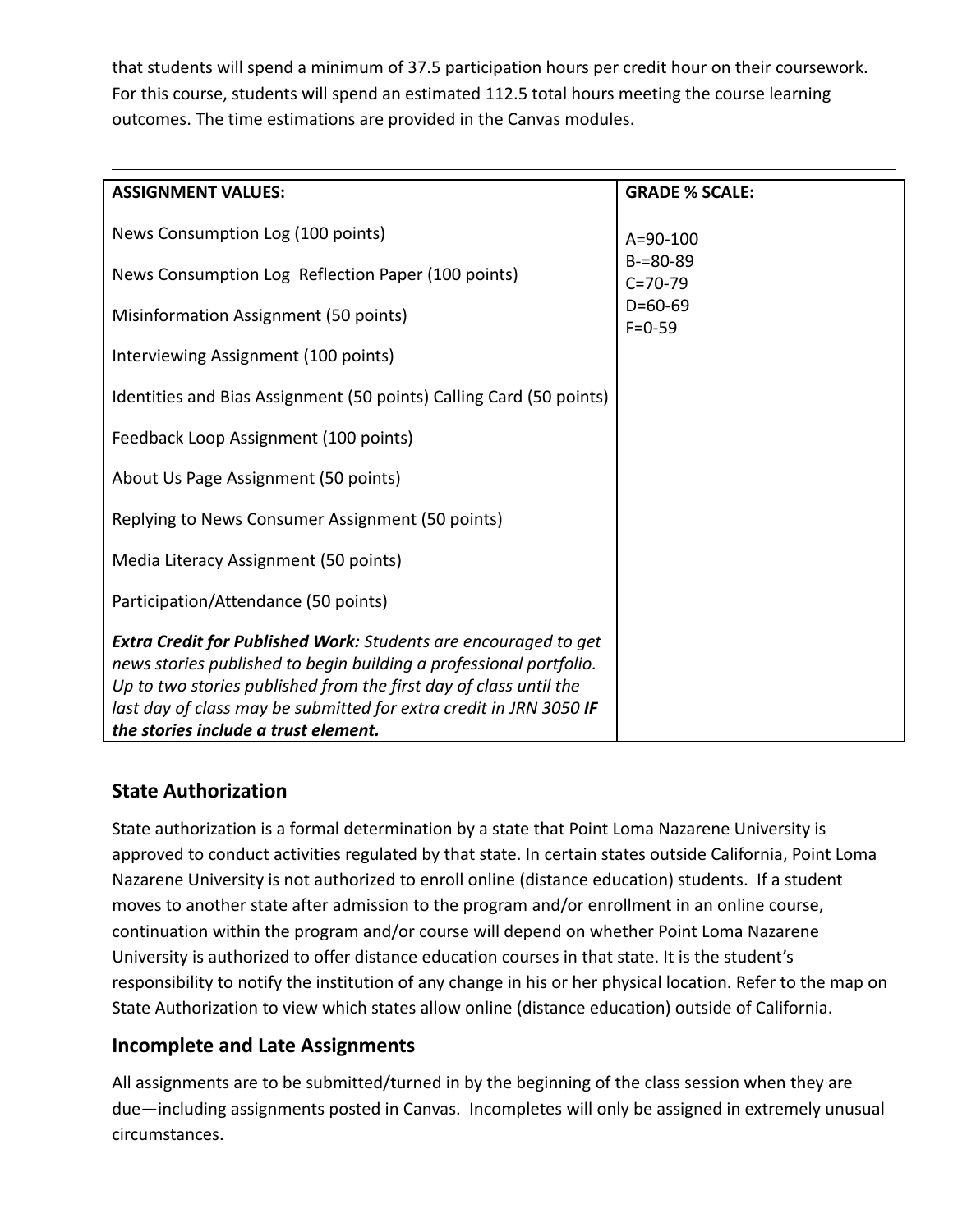that students will spend a minimum of 37.5 participation hours per credit hour on their coursework. For this course, students will spend an estimated 112.5 total hours meeting the course learning outcomes. The time estimations are provided in the Canvas modules.

---

| ASSIGNMENT VALUES: | GRADE % SCALE: |
|---|---|
| News Consumption Log (100 points)<br><br>News Consumption Log Reflection Paper (100 points)<br><br>Misinformation Assignment (50 points)<br><br>Interviewing Assignment (100 points)<br><br>Identities and Bias Assignment (50 points) Calling Card (50 points)<br><br>Feedback Loop Assignment (100 points)<br><br>About Us Page Assignment (50 points)<br><br>Replying to News Consumer Assignment (50 points)<br><br>Media Literacy Assignment (50 points)<br><br>Participation/Attendance (50 points)<br><br>***Extra Credit for Published Work:*** *Students are encouraged to get news stories published to begin building a professional portfolio. Up to two stories published from the first day of class until the last day of class may be submitted for extra credit in JRN 3050* ***IF the stories include a trust element.*** | A=90-100<br>B-=80-89<br>C=70-79<br>D=60-69<br>F=0-59 |

## State Authorization

State authorization is a formal determination by a state that Point Loma Nazarene University is approved to conduct activities regulated by that state. In certain states outside California, Point Loma Nazarene University is not authorized to enroll online (distance education) students. If a student moves to another state after admission to the program and/or enrollment in an online course, continuation within the program and/or course will depend on whether Point Loma Nazarene University is authorized to offer distance education courses in that state. It is the student's responsibility to notify the institution of any change in his or her physical location. Refer to the map on State Authorization to view which states allow online (distance education) outside of California.

## Incomplete and Late Assignments

All assignments are to be submitted/turned in by the beginning of the class session when they are due—including assignments posted in Canvas. Incompletes will only be assigned in extremely unusual circumstances.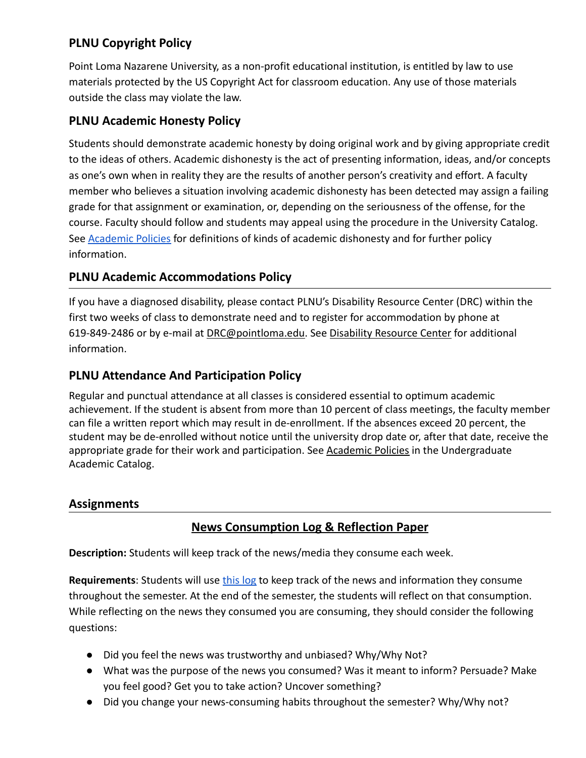## PLNU Copyright Policy

Point Loma Nazarene University, as a non-profit educational institution, is entitled by law to use materials protected by the US Copyright Act for classroom education. Any use of those materials outside the class may violate the law.

## PLNU Academic Honesty Policy

Students should demonstrate academic honesty by doing original work and by giving appropriate credit to the ideas of others. Academic dishonesty is the act of presenting information, ideas, and/or concepts as one's own when in reality they are the results of another person's creativity and effort. A faculty member who believes a situation involving academic dishonesty has been detected may assign a failing grade for that assignment or examination, or, depending on the seriousness of the offense, for the course. Faculty should follow and students may appeal using the procedure in the University Catalog. See Academic Policies for definitions of kinds of academic dishonesty and for further policy information.

## PLNU Academic Accommodations Policy

If you have a diagnosed disability, please contact PLNU's Disability Resource Center (DRC) within the first two weeks of class to demonstrate need and to register for accommodation by phone at 619-849-2486 or by e-mail at DRC@pointloma.edu. See Disability Resource Center for additional information.

## PLNU Attendance And Participation Policy

Regular and punctual attendance at all classes is considered essential to optimum academic achievement. If the student is absent from more than 10 percent of class meetings, the faculty member can file a written report which may result in de-enrollment. If the absences exceed 20 percent, the student may be de-enrolled without notice until the university drop date or, after that date, receive the appropriate grade for their work and participation. See Academic Policies in the Undergraduate Academic Catalog.

## Assignments

### News Consumption Log & Reflection Paper

**Description:** Students will keep track of the news/media they consume each week.

**Requirements**: Students will use this log to keep track of the news and information they consume throughout the semester. At the end of the semester, the students will reflect on that consumption. While reflecting on the news they consumed you are consuming, they should consider the following questions:

- Did you feel the news was trustworthy and unbiased? Why/Why Not?
- What was the purpose of the news you consumed? Was it meant to inform? Persuade? Make you feel good? Get you to take action? Uncover something?
- Did you change your news-consuming habits throughout the semester? Why/Why not?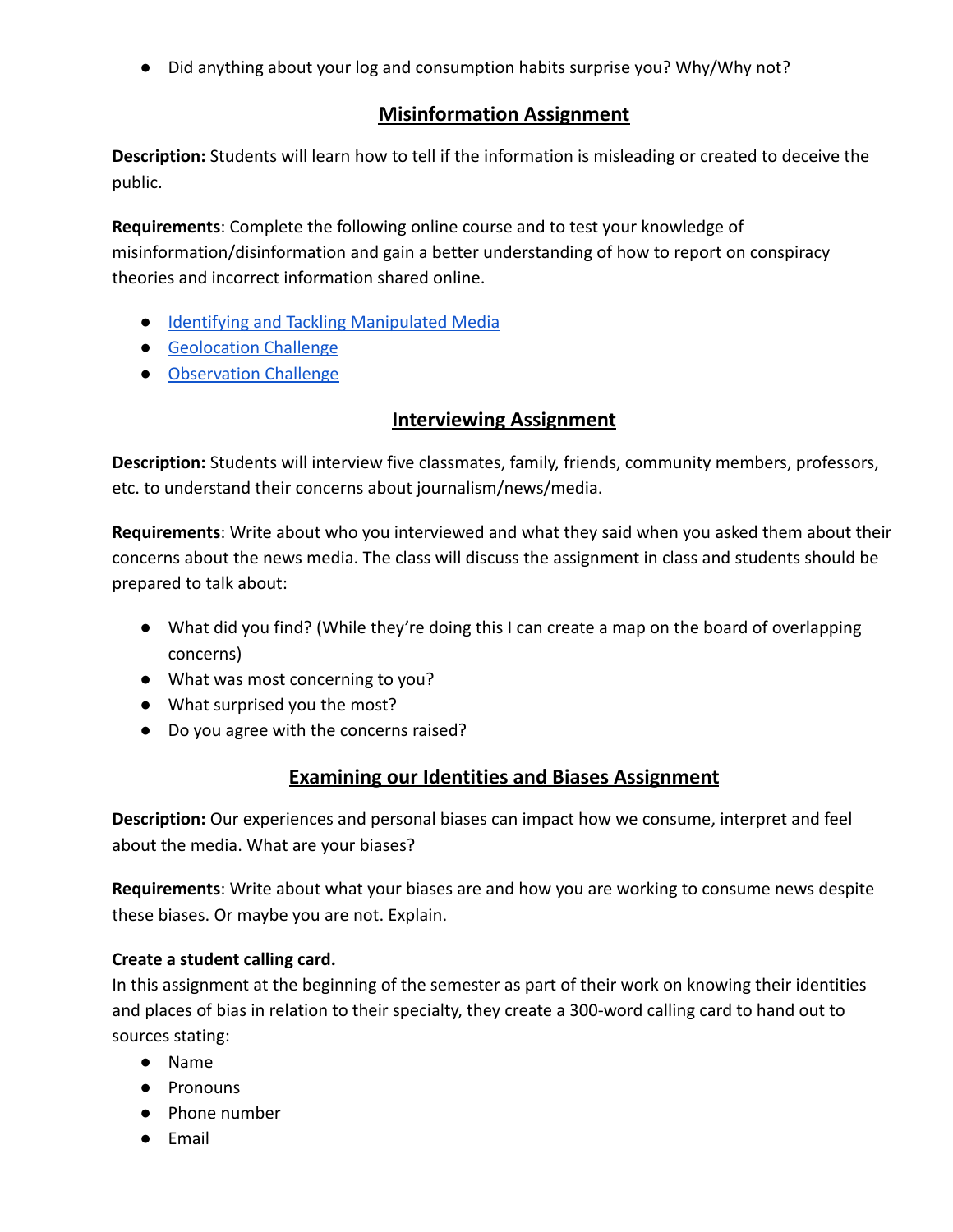- Did anything about your log and consumption habits surprise you? Why/Why not?

## Misinformation Assignment

**Description:** Students will learn how to tell if the information is misleading or created to deceive the public.

**Requirements**: Complete the following online course and to test your knowledge of misinformation/disinformation and gain a better understanding of how to report on conspiracy theories and incorrect information shared online.

- Identifying and Tackling Manipulated Media
- Geolocation Challenge
- Observation Challenge

## Interviewing Assignment

**Description:** Students will interview five classmates, family, friends, community members, professors, etc. to understand their concerns about journalism/news/media.

**Requirements**: Write about who you interviewed and what they said when you asked them about their concerns about the news media. The class will discuss the assignment in class and students should be prepared to talk about:

- What did you find? (While they're doing this I can create a map on the board of overlapping concerns)
- What was most concerning to you?
- What surprised you the most?
- Do you agree with the concerns raised?

## Examining our Identities and Biases Assignment

**Description:** Our experiences and personal biases can impact how we consume, interpret and feel about the media. What are your biases?

**Requirements**: Write about what your biases are and how you are working to consume news despite these biases. Or maybe you are not. Explain.

**Create a student calling card.**

In this assignment at the beginning of the semester as part of their work on knowing their identities and places of bias in relation to their specialty, they create a 300-word calling card to hand out to sources stating:

- Name
- Pronouns
- Phone number
- Email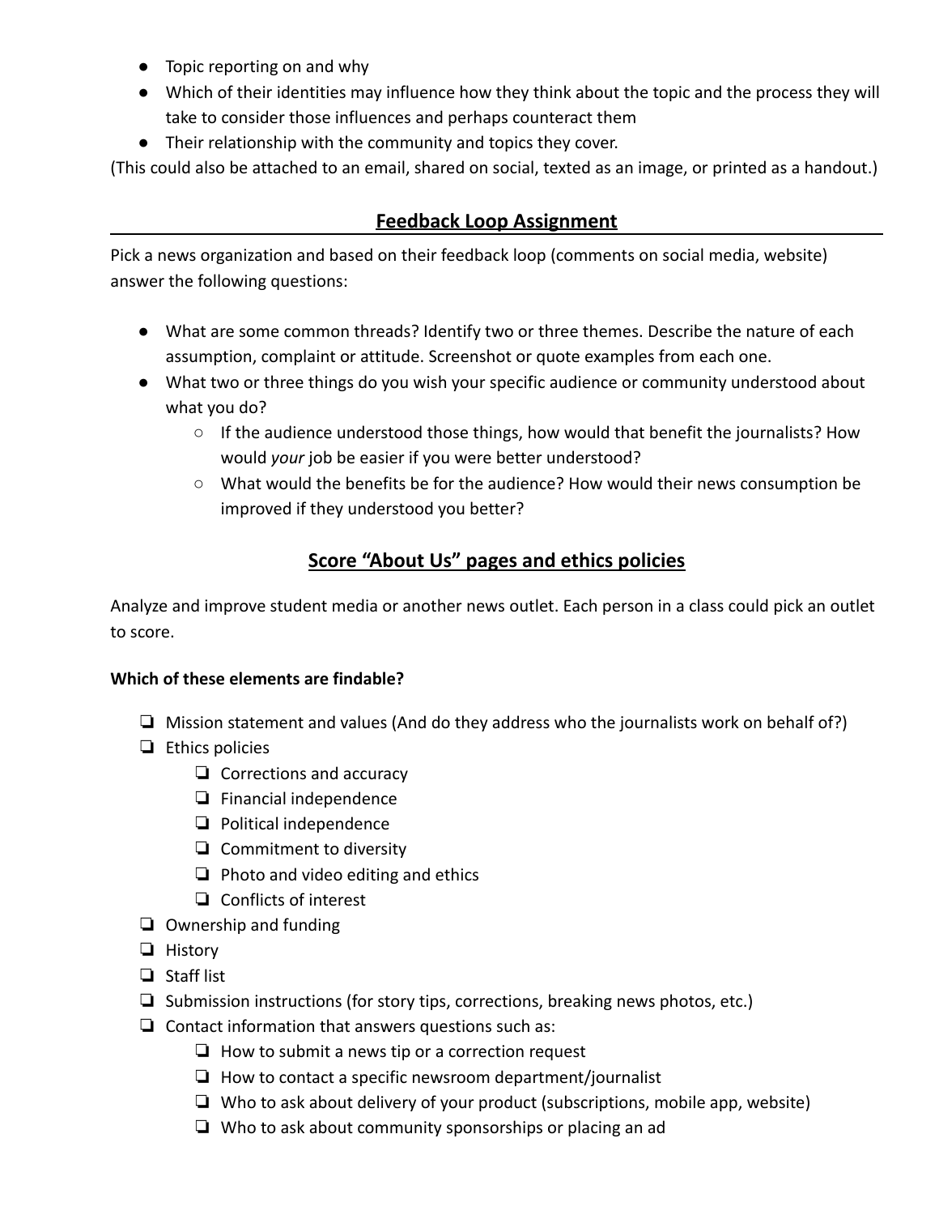- Topic reporting on and why
- Which of their identities may influence how they think about the topic and the process they will take to consider those influences and perhaps counteract them
- Their relationship with the community and topics they cover.

(This could also be attached to an email, shared on social, texted as an image, or printed as a handout.)

## Feedback Loop Assignment

Pick a news organization and based on their feedback loop (comments on social media, website) answer the following questions:

- What are some common threads? Identify two or three themes. Describe the nature of each assumption, complaint or attitude. Screenshot or quote examples from each one.
- What two or three things do you wish your specific audience or community understood about what you do?
  - If the audience understood those things, how would that benefit the journalists? How would *your* job be easier if you were better understood?
  - What would the benefits be for the audience? How would their news consumption be improved if they understood you better?

## Score "About Us" pages and ethics policies

Analyze and improve student media or another news outlet. Each person in a class could pick an outlet to score.

**Which of these elements are findable?**

- [ ] Mission statement and values (And do they address who the journalists work on behalf of?)
- [ ] Ethics policies
  - [ ] Corrections and accuracy
  - [ ] Financial independence
  - [ ] Political independence
  - [ ] Commitment to diversity
  - [ ] Photo and video editing and ethics
  - [ ] Conflicts of interest
- [ ] Ownership and funding
- [ ] History
- [ ] Staff list
- [ ] Submission instructions (for story tips, corrections, breaking news photos, etc.)
- [ ] Contact information that answers questions such as:
  - [ ] How to submit a news tip or a correction request
  - [ ] How to contact a specific newsroom department/journalist
  - [ ] Who to ask about delivery of your product (subscriptions, mobile app, website)
  - [ ] Who to ask about community sponsorships or placing an ad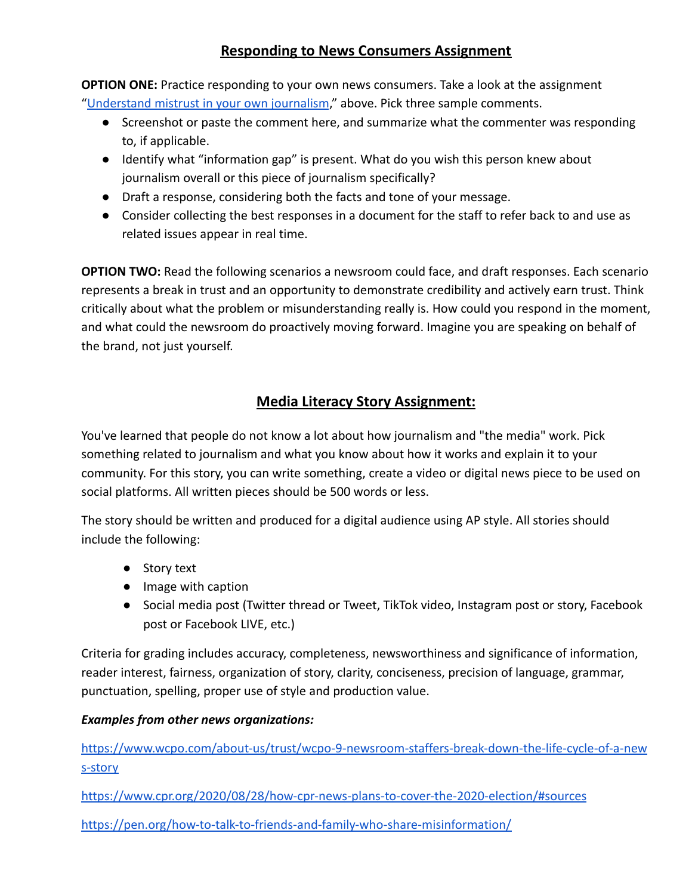## Responding to News Consumers Assignment

**OPTION ONE:** Practice responding to your own news consumers. Take a look at the assignment "[Understand mistrust in your own journalism](#)," above. Pick three sample comments.

- Screenshot or paste the comment here, and summarize what the commenter was responding to, if applicable.
- Identify what "information gap" is present. What do you wish this person knew about journalism overall or this piece of journalism specifically?
- Draft a response, considering both the facts and tone of your message.
- Consider collecting the best responses in a document for the staff to refer back to and use as related issues appear in real time.

**OPTION TWO:** Read the following scenarios a newsroom could face, and draft responses. Each scenario represents a break in trust and an opportunity to demonstrate credibility and actively earn trust. Think critically about what the problem or misunderstanding really is. How could you respond in the moment, and what could the newsroom do proactively moving forward. Imagine you are speaking on behalf of the brand, not just yourself.

## Media Literacy Story Assignment:

You've learned that people do not know a lot about how journalism and "the media" work. Pick something related to journalism and what you know about how it works and explain it to your community. For this story, you can write something, create a video or digital news piece to be used on social platforms. All written pieces should be 500 words or less.

The story should be written and produced for a digital audience using AP style. All stories should include the following:

- Story text
- Image with caption
- Social media post (Twitter thread or Tweet, TikTok video, Instagram post or story, Facebook post or Facebook LIVE, etc.)

Criteria for grading includes accuracy, completeness, newsworthiness and significance of information, reader interest, fairness, organization of story, clarity, conciseness, precision of language, grammar, punctuation, spelling, proper use of style and production value.

***Examples from other news organizations:***

https://www.wcpo.com/about-us/trust/wcpo-9-newsroom-staffers-break-down-the-life-cycle-of-a-news-story

https://www.cpr.org/2020/08/28/how-cpr-news-plans-to-cover-the-2020-election/#sources

https://pen.org/how-to-talk-to-friends-and-family-who-share-misinformation/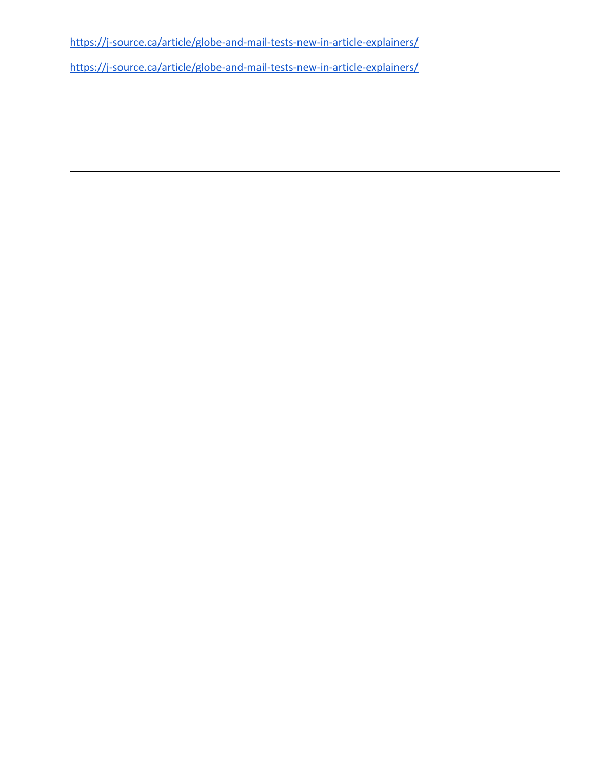https://j-source.ca/article/globe-and-mail-tests-new-in-article-explainers/

https://j-source.ca/article/globe-and-mail-tests-new-in-article-explainers/

---